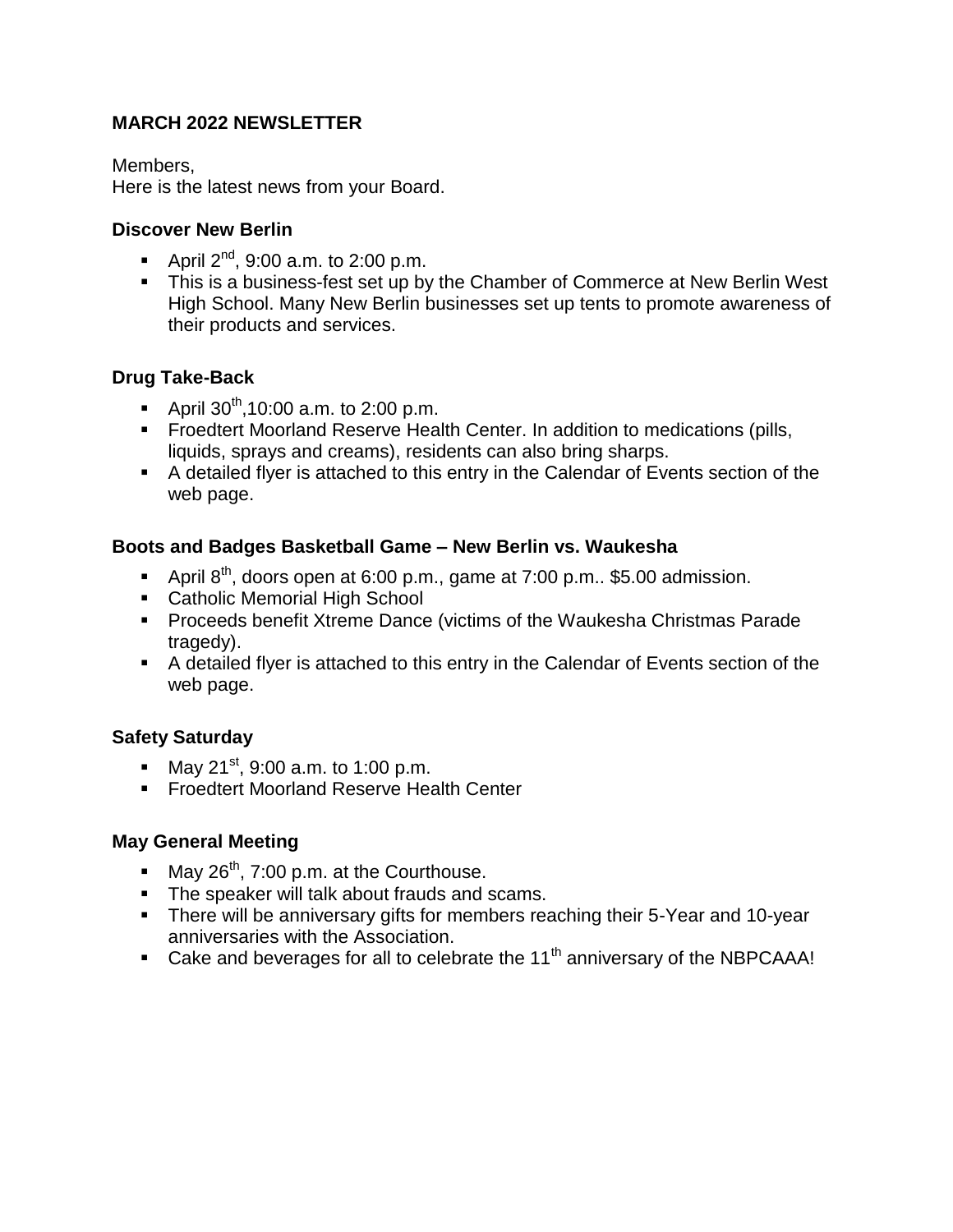**MARCH 2022 NEWSLETTER**

Members,
Here is the latest news from your Board.

**Discover New Berlin**

- April 2nd, 9:00 a.m. to 2:00 p.m.
- This is a business-fest set up by the Chamber of Commerce at New Berlin West High School. Many New Berlin businesses set up tents to promote awareness of their products and services.

**Drug Take-Back**

- April 30th,10:00 a.m. to 2:00 p.m.
- Froedtert Moorland Reserve Health Center. In addition to medications (pills, liquids, sprays and creams), residents can also bring sharps.
- A detailed flyer is attached to this entry in the Calendar of Events section of the web page.

**Boots and Badges Basketball Game – New Berlin vs. Waukesha**

- April 8th, doors open at 6:00 p.m., game at 7:00 p.m.. $5.00 admission.
- Catholic Memorial High School
- Proceeds benefit Xtreme Dance (victims of the Waukesha Christmas Parade tragedy).
- A detailed flyer is attached to this entry in the Calendar of Events section of the web page.

**Safety Saturday**

- May 21st, 9:00 a.m. to 1:00 p.m.
- Froedtert Moorland Reserve Health Center

**May General Meeting**

- May 26th, 7:00 p.m. at the Courthouse.
- The speaker will talk about frauds and scams.
- There will be anniversary gifts for members reaching their 5-Year and 10-year anniversaries with the Association.
- Cake and beverages for all to celebrate the 11th anniversary of the NBPCAAA!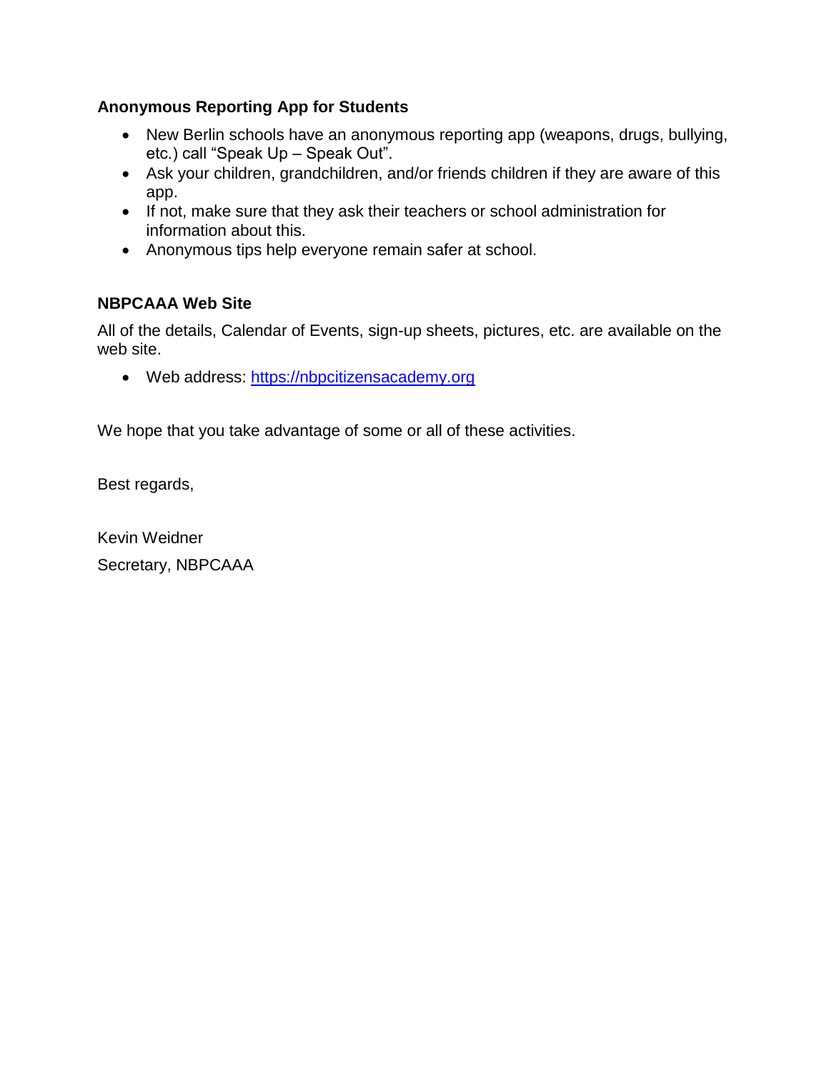**Anonymous Reporting App for Students**

- New Berlin schools have an anonymous reporting app (weapons, drugs, bullying, etc.) call "Speak Up – Speak Out".
- Ask your children, grandchildren, and/or friends children if they are aware of this app.
- If not, make sure that they ask their teachers or school administration for information about this.
- Anonymous tips help everyone remain safer at school.

**NBPCAAA Web Site**

All of the details, Calendar of Events, sign-up sheets, pictures, etc. are available on the web site.

- Web address: https://nbpcitizensacademy.org

We hope that you take advantage of some or all of these activities.

Best regards,

Kevin Weidner
Secretary, NBPCAAA